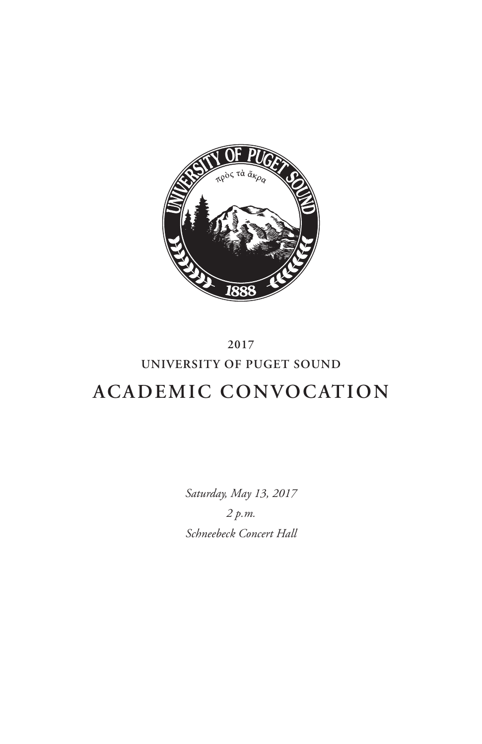2017

UNIVERSITY OF PUGET SOUND

# ACADEMIC CONVOCATION

*Saturday, May 13, 2017*

*2 p.m.*

*Schneebeck Concert Hall*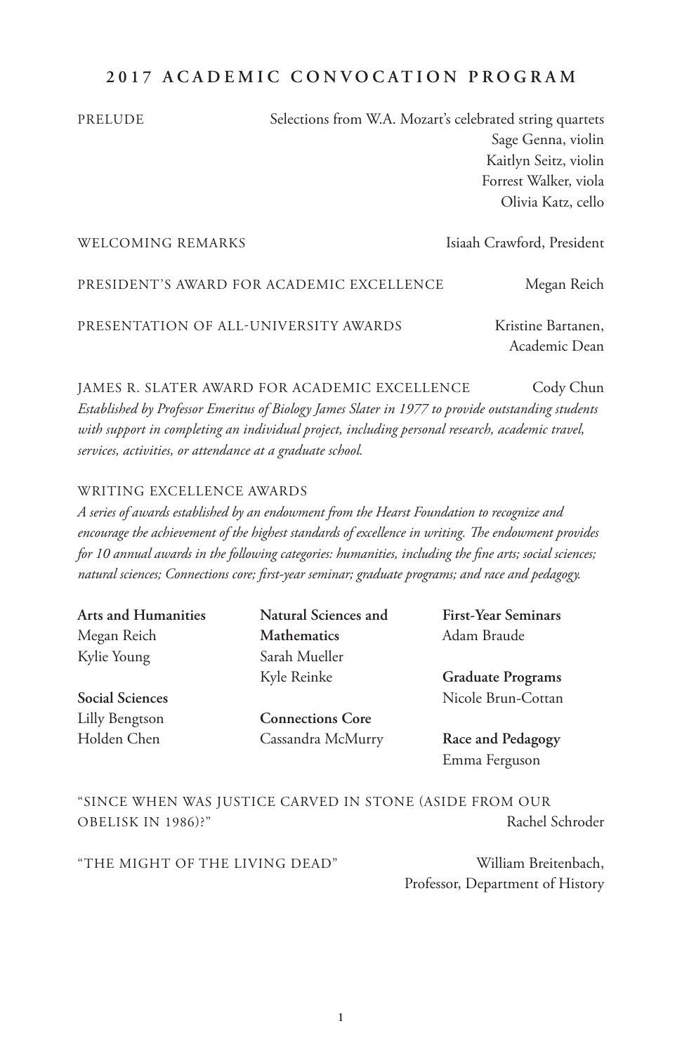## 2017 ACADEMIC CONVOCATION PROGRAM

PRELUDE — Selections from W.A. Mozart's celebrated string quartets
Sage Genna, violin
Kaitlyn Seitz, violin
Forrest Walker, viola
Olivia Katz, cello

WELCOMING REMARKS — Isiaah Crawford, President

PRESIDENT'S AWARD FOR ACADEMIC EXCELLENCE — Megan Reich

PRESENTATION OF ALL-UNIVERSITY AWARDS — Kristine Bartanen, Academic Dean

JAMES R. SLATER AWARD FOR ACADEMIC EXCELLENCE — Cody Chun

*Established by Professor Emeritus of Biology James Slater in 1977 to provide outstanding students with support in completing an individual project, including personal research, academic travel, services, activities, or attendance at a graduate school.*

WRITING EXCELLENCE AWARDS

*A series of awards established by an endowment from the Hearst Foundation to recognize and encourage the achievement of the highest standards of excellence in writing. The endowment provides for 10 annual awards in the following categories: humanities, including the fine arts; social sciences; natural sciences; Connections core; first-year seminar; graduate programs; and race and pedagogy.*

**Arts and Humanities**
Megan Reich
Kylie Young

**Social Sciences**
Lilly Bengtson
Holden Chen

**Natural Sciences and Mathematics**
Sarah Mueller
Kyle Reinke

**Connections Core**
Cassandra McMurry

**First-Year Seminars**
Adam Braude

**Graduate Programs**
Nicole Brun-Cottan

**Race and Pedagogy**
Emma Ferguson

"SINCE WHEN WAS JUSTICE CARVED IN STONE (ASIDE FROM OUR OBELISK IN 1986)?" — Rachel Schroder

"THE MIGHT OF THE LIVING DEAD" — William Breitenbach, Professor, Department of History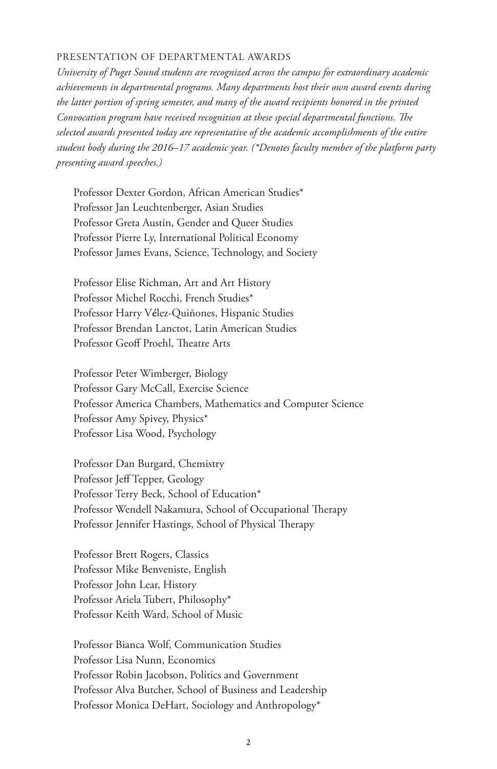## PRESENTATION OF DEPARTMENTAL AWARDS

*University of Puget Sound students are recognized across the campus for extraordinary academic achievements in departmental programs. Many departments host their own award events during the latter portion of spring semester, and many of the award recipients honored in the printed Convocation program have received recognition at these special departmental functions. The selected awards presented today are representative of the academic accomplishments of the entire student body during the 2016–17 academic year. (*Denotes faculty member of the platform party presenting award speeches.)*

Professor Dexter Gordon, African American Studies*
Professor Jan Leuchtenberger, Asian Studies
Professor Greta Austin, Gender and Queer Studies
Professor Pierre Ly, International Political Economy
Professor James Evans, Science, Technology, and Society

Professor Elise Richman, Art and Art History
Professor Michel Rocchi, French Studies*
Professor Harry Vélez-Quiñones, Hispanic Studies
Professor Brendan Lanctot, Latin American Studies
Professor Geoff Proehl, Theatre Arts

Professor Peter Wimberger, Biology
Professor Gary McCall, Exercise Science
Professor America Chambers, Mathematics and Computer Science
Professor Amy Spivey, Physics*
Professor Lisa Wood, Psychology

Professor Dan Burgard, Chemistry
Professor Jeff Tepper, Geology
Professor Terry Beck, School of Education*
Professor Wendell Nakamura, School of Occupational Therapy
Professor Jennifer Hastings, School of Physical Therapy

Professor Brett Rogers, Classics
Professor Mike Benveniste, English
Professor John Lear, History
Professor Ariela Tubert, Philosophy*
Professor Keith Ward, School of Music

Professor Bianca Wolf, Communication Studies
Professor Lisa Nunn, Economics
Professor Robin Jacobson, Politics and Government
Professor Alva Butcher, School of Business and Leadership
Professor Monica DeHart, Sociology and Anthropology*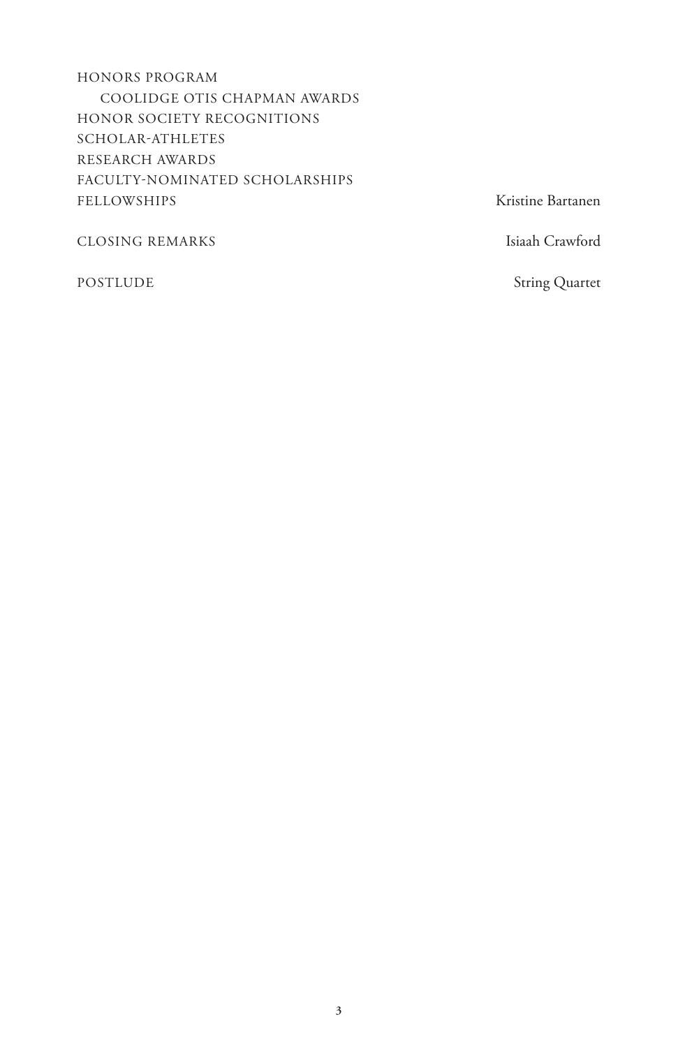HONORS PROGRAM
    COOLIDGE OTIS CHAPMAN AWARDS
HONOR SOCIETY RECOGNITIONS
SCHOLAR-ATHLETES
RESEARCH AWARDS
FACULTY-NOMINATED SCHOLARSHIPS
FELLOWSHIPS — Kristine Bartanen

CLOSING REMARKS — Isiaah Crawford

POSTLUDE — String Quartet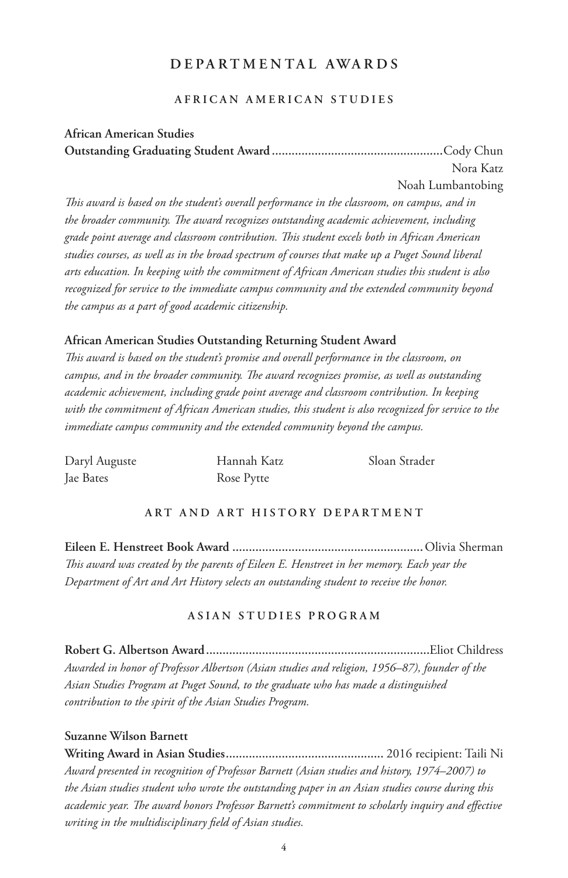# DEPARTMENTAL AWARDS

## AFRICAN AMERICAN STUDIES

**African American Studies**
**Outstanding Graduating Student Award** .................................................... Cody Chun
Nora Katz
Noah Lumbantobing

*This award is based on the student's overall performance in the classroom, on campus, and in the broader community. The award recognizes outstanding academic achievement, including grade point average and classroom contribution. This student excels both in African American studies courses, as well as in the broad spectrum of courses that make up a Puget Sound liberal arts education. In keeping with the commitment of African American studies this student is also recognized for service to the immediate campus community and the extended community beyond the campus as a part of good academic citizenship.*

**African American Studies Outstanding Returning Student Award**

*This award is based on the student's promise and overall performance in the classroom, on campus, and in the broader community. The award recognizes promise, as well as outstanding academic achievement, including grade point average and classroom contribution. In keeping with the commitment of African American studies, this student is also recognized for service to the immediate campus community and the extended community beyond the campus.*

Daryl Auguste
Jae Bates
Hannah Katz
Rose Pytte
Sloan Strader

## ART AND ART HISTORY DEPARTMENT

**Eileen E. Henstreet Book Award** ......................................................... Olivia Sherman

*This award was created by the parents of Eileen E. Henstreet in her memory. Each year the Department of Art and Art History selects an outstanding student to receive the honor.*

## ASIAN STUDIES PROGRAM

**Robert G. Albertson Award** ................................................................... Eliot Childress

*Awarded in honor of Professor Albertson (Asian studies and religion, 1956–87), founder of the Asian Studies Program at Puget Sound, to the graduate who has made a distinguished contribution to the spirit of the Asian Studies Program.*

**Suzanne Wilson Barnett**
**Writing Award in Asian Studies** ............................................... 2016 recipient: Taili Ni

*Award presented in recognition of Professor Barnett (Asian studies and history, 1974–2007) to the Asian studies student who wrote the outstanding paper in an Asian studies course during this academic year. The award honors Professor Barnett's commitment to scholarly inquiry and effective writing in the multidisciplinary field of Asian studies.*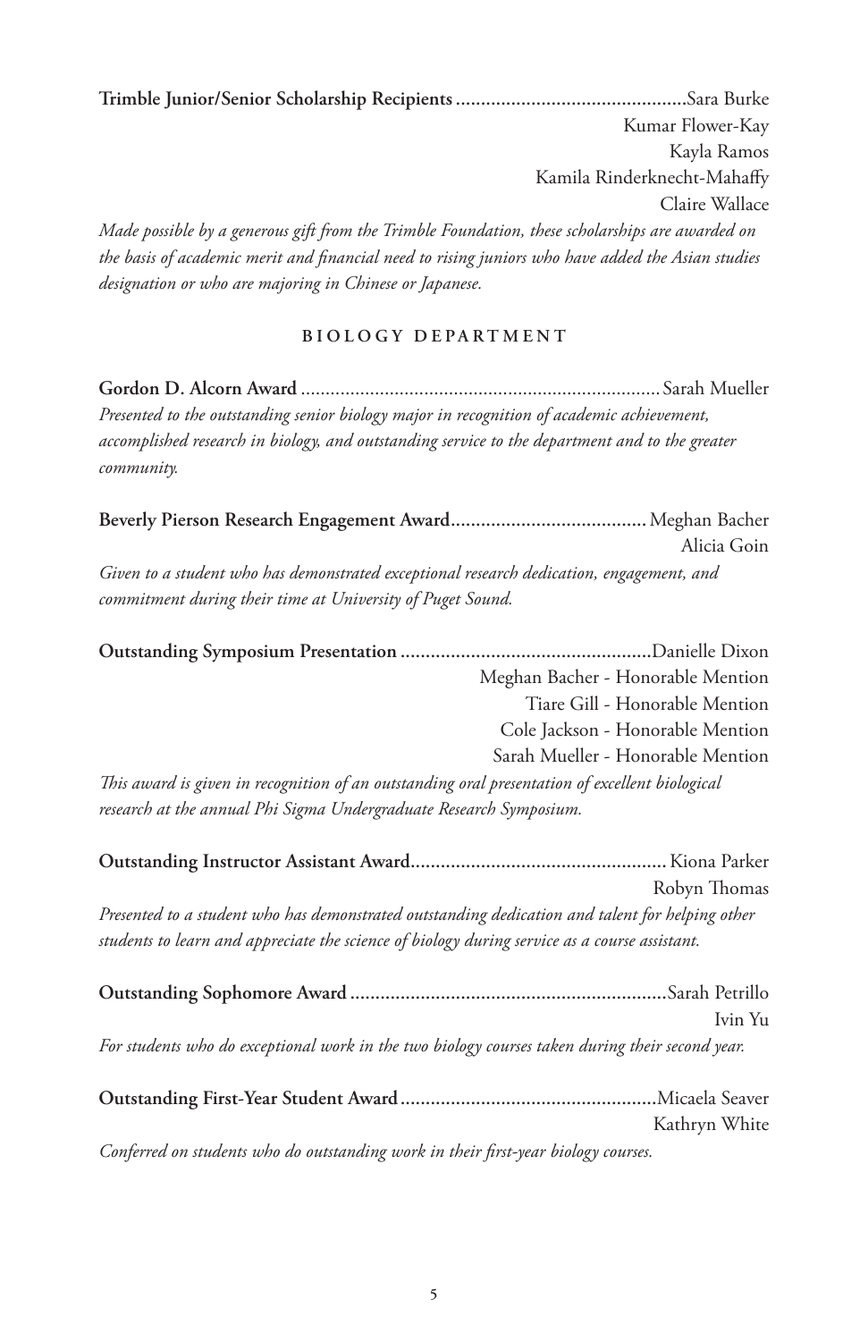**Trimble Junior/Senior Scholarship Recipients** .............................................Sara Burke
Kumar Flower-Kay
Kayla Ramos
Kamila Rinderknecht-Mahaffy
Claire Wallace

*Made possible by a generous gift from the Trimble Foundation, these scholarships are awarded on the basis of academic merit and financial need to rising juniors who have added the Asian studies designation or who are majoring in Chinese or Japanese.*

## BIOLOGY DEPARTMENT

**Gordon D. Alcorn Award** ........................................................................ Sarah Mueller

*Presented to the outstanding senior biology major in recognition of academic achievement, accomplished research in biology, and outstanding service to the department and to the greater community.*

**Beverly Pierson Research Engagement Award**....................................... Meghan Bacher
Alicia Goin

*Given to a student who has demonstrated exceptional research dedication, engagement, and commitment during their time at University of Puget Sound.*

**Outstanding Symposium Presentation** ..................................................Danielle Dixon
Meghan Bacher - Honorable Mention
Tiare Gill - Honorable Mention
Cole Jackson - Honorable Mention
Sarah Mueller - Honorable Mention

*This award is given in recognition of an outstanding oral presentation of excellent biological research at the annual Phi Sigma Undergraduate Research Symposium.*

**Outstanding Instructor Assistant Award**.................................................. Kiona Parker
Robyn Thomas

*Presented to a student who has demonstrated outstanding dedication and talent for helping other students to learn and appreciate the science of biology during service as a course assistant.*

**Outstanding Sophomore Award** ...............................................................Sarah Petrillo
Ivin Yu

*For students who do exceptional work in the two biology courses taken during their second year.*

**Outstanding First-Year Student Award**...................................................Micaela Seaver
Kathryn White

*Conferred on students who do outstanding work in their first-year biology courses.*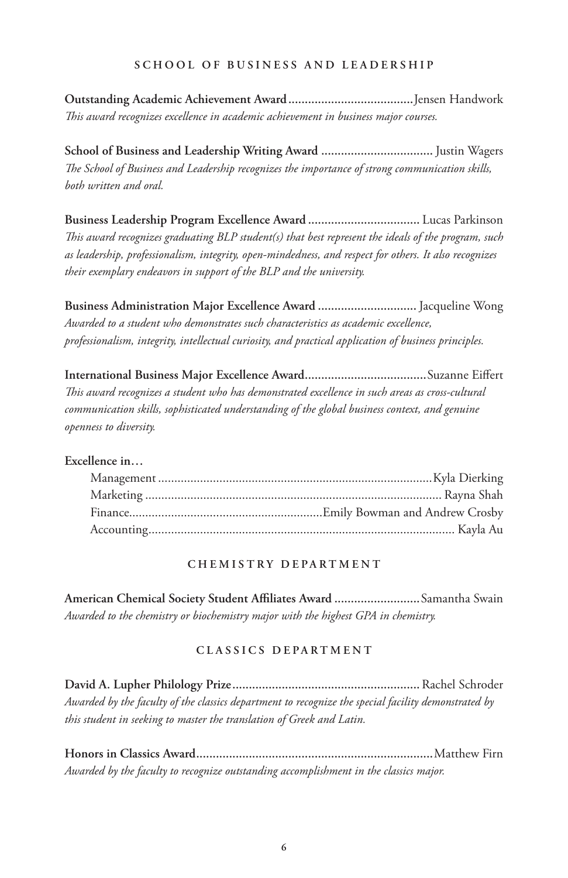## SCHOOL OF BUSINESS AND LEADERSHIP

**Outstanding Academic Achievement Award**......................................Jensen Handwork
*This award recognizes excellence in academic achievement in business major courses.*

**School of Business and Leadership Writing Award** .................................. Justin Wagers
*The School of Business and Leadership recognizes the importance of strong communication skills, both written and oral.*

**Business Leadership Program Excellence Award** .................................. Lucas Parkinson
*This award recognizes graduating BLP student(s) that best represent the ideals of the program, such as leadership, professionalism, integrity, open-mindedness, and respect for others. It also recognizes their exemplary endeavors in support of the BLP and the university.*

**Business Administration Major Excellence Award** .............................. Jacqueline Wong
*Awarded to a student who demonstrates such characteristics as academic excellence, professionalism, integrity, intellectual curiosity, and practical application of business principles.*

**International Business Major Excellence Award**.....................................Suzanne Eiffert
*This award recognizes a student who has demonstrated excellence in such areas as cross-cultural communication skills, sophisticated understanding of the global business context, and genuine openness to diversity.*

**Excellence in…**

- Management ....................................................................................Kyla Dierking
- Marketing ........................................................................................... Rayna Shah
- Finance...........................................................Emily Bowman and Andrew Crosby
- Accounting.............................................................................................. Kayla Au

## CHEMISTRY DEPARTMENT

**American Chemical Society Student Affiliates Award** ..........................Samantha Swain
*Awarded to the chemistry or biochemistry major with the highest GPA in chemistry.*

## CLASSICS DEPARTMENT

**David A. Lupher Philology Prize**......................................................... Rachel Schroder
*Awarded by the faculty of the classics department to recognize the special facility demonstrated by this student in seeking to master the translation of Greek and Latin.*

**Honors in Classics Award**........................................................................Matthew Firn
*Awarded by the faculty to recognize outstanding accomplishment in the classics major.*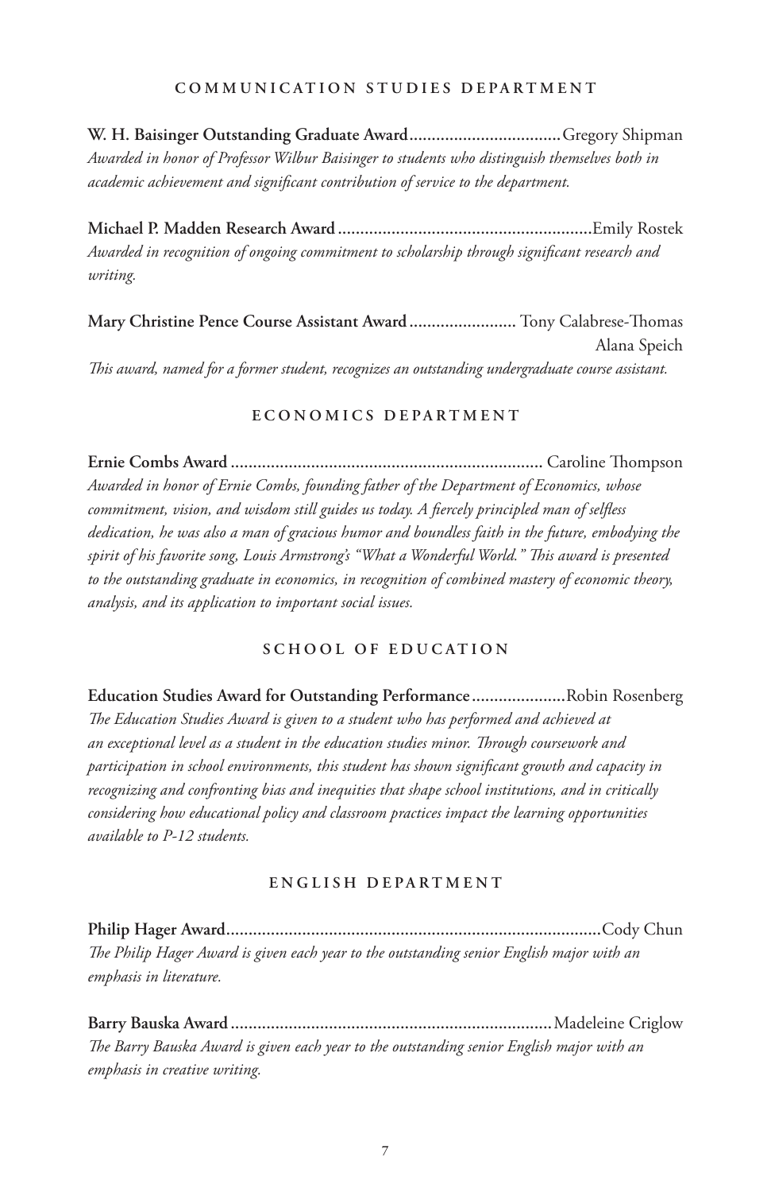## COMMUNICATION STUDIES DEPARTMENT

**W. H. Baisinger Outstanding Graduate Award**..................................Gregory Shipman

*Awarded in honor of Professor Wilbur Baisinger to students who distinguish themselves both in academic achievement and significant contribution of service to the department.*

**Michael P. Madden Research Award**........................................................Emily Rostek

*Awarded in recognition of ongoing commitment to scholarship through significant research and writing.*

**Mary Christine Pence Course Assistant Award**........................ Tony Calabrese-Thomas
Alana Speich

*This award, named for a former student, recognizes an outstanding undergraduate course assistant.*

## ECONOMICS DEPARTMENT

**Ernie Combs Award**...................................................................... Caroline Thompson

*Awarded in honor of Ernie Combs, founding father of the Department of Economics, whose commitment, vision, and wisdom still guides us today. A fiercely principled man of selfless dedication, he was also a man of gracious humor and boundless faith in the future, embodying the spirit of his favorite song, Louis Armstrong's "What a Wonderful World." This award is presented to the outstanding graduate in economics, in recognition of combined mastery of economic theory, analysis, and its application to important social issues.*

## SCHOOL OF EDUCATION

**Education Studies Award for Outstanding Performance**.....................Robin Rosenberg

*The Education Studies Award is given to a student who has performed and achieved at an exceptional level as a student in the education studies minor. Through coursework and participation in school environments, this student has shown significant growth and capacity in recognizing and confronting bias and inequities that shape school institutions, and in critically considering how educational policy and classroom practices impact the learning opportunities available to P-12 students.*

## ENGLISH DEPARTMENT

**Philip Hager Award**....................................................................................Cody Chun

*The Philip Hager Award is given each year to the outstanding senior English major with an emphasis in literature.*

**Barry Bauska Award**........................................................................Madeleine Criglow

*The Barry Bauska Award is given each year to the outstanding senior English major with an emphasis in creative writing.*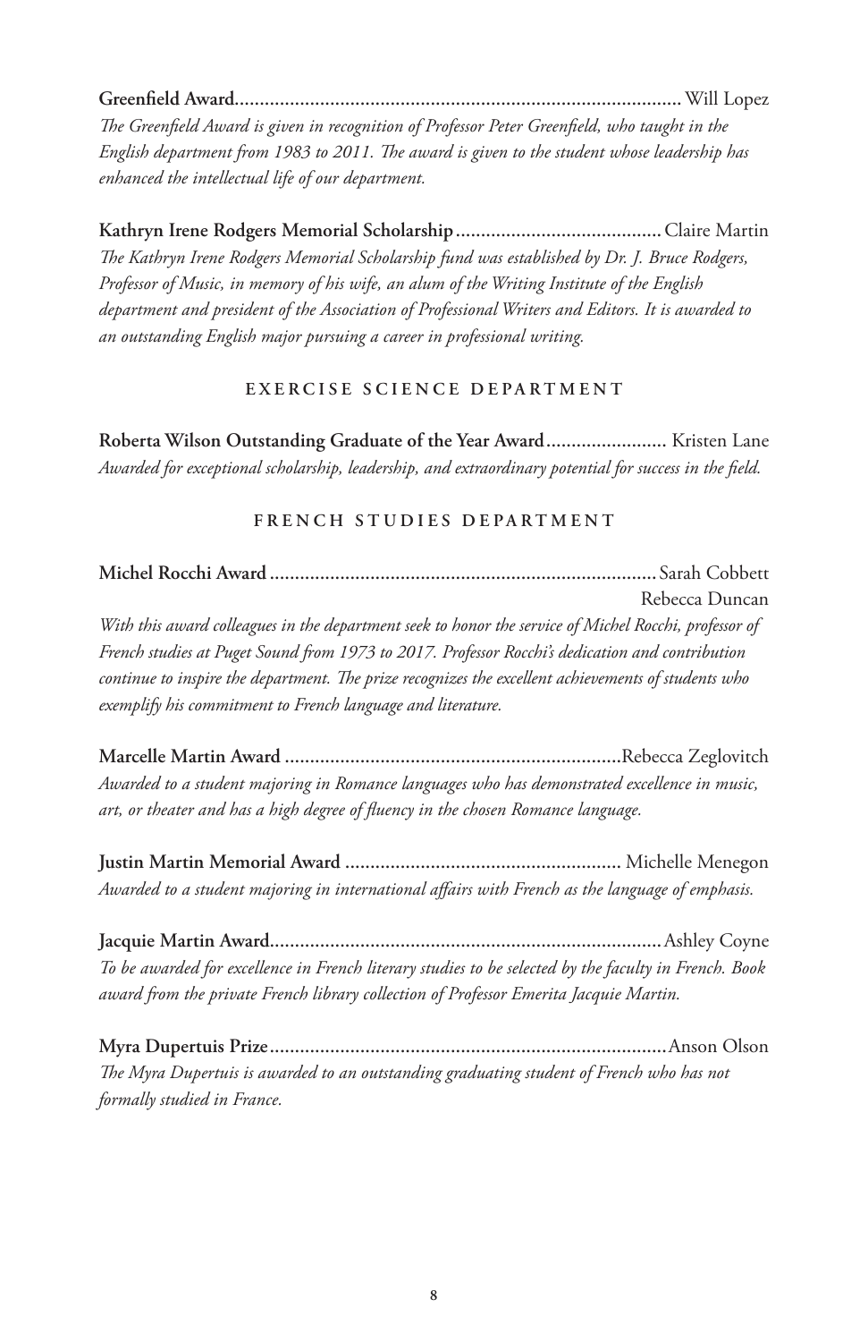**Greenfield Award**............................................................................................ Will Lopez

*The Greenfield Award is given in recognition of Professor Peter Greenfield, who taught in the English department from 1983 to 2011. The award is given to the student whose leadership has enhanced the intellectual life of our department.*

**Kathryn Irene Rodgers Memorial Scholarship**......................................... Claire Martin

*The Kathryn Irene Rodgers Memorial Scholarship fund was established by Dr. J. Bruce Rodgers, Professor of Music, in memory of his wife, an alum of the Writing Institute of the English department and president of the Association of Professional Writers and Editors. It is awarded to an outstanding English major pursuing a career in professional writing.*

## EXERCISE SCIENCE DEPARTMENT

**Roberta Wilson Outstanding Graduate of the Year Award**........................ Kristen Lane

*Awarded for exceptional scholarship, leadership, and extraordinary potential for success in the field.*

## FRENCH STUDIES DEPARTMENT

**Michel Rocchi Award**............................................................................ Sarah Cobbett
Rebecca Duncan

*With this award colleagues in the department seek to honor the service of Michel Rocchi, professor of French studies at Puget Sound from 1973 to 2017. Professor Rocchi's dedication and contribution continue to inspire the department. The prize recognizes the excellent achievements of students who exemplify his commitment to French language and literature.*

**Marcelle Martin Award**.................................................................. Rebecca Zeglovitch

*Awarded to a student majoring in Romance languages who has demonstrated excellence in music, art, or theater and has a high degree of fluency in the chosen Romance language.*

**Justin Martin Memorial Award**...................................................... Michelle Menegon

*Awarded to a student majoring in international affairs with French as the language of emphasis.*

**Jacquie Martin Award**............................................................................ Ashley Coyne

*To be awarded for excellence in French literary studies to be selected by the faculty in French. Book award from the private French library collection of Professor Emerita Jacquie Martin.*

**Myra Dupertuis Prize**.............................................................................. Anson Olson

*The Myra Dupertuis is awarded to an outstanding graduating student of French who has not formally studied in France.*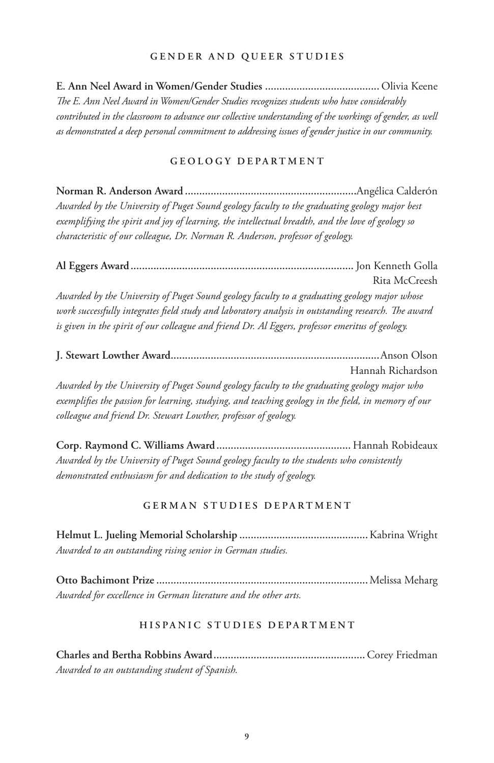## GENDER AND QUEER STUDIES

**E. Ann Neel Award in Women/Gender Studies** ........................................ Olivia Keene

*The E. Ann Neel Award in Women/Gender Studies recognizes students who have considerably contributed in the classroom to advance our collective understanding of the workings of gender, as well as demonstrated a deep personal commitment to addressing issues of gender justice in our community.*

## GEOLOGY DEPARTMENT

**Norman R. Anderson Award** ............................................................ Angélica Calderón

*Awarded by the University of Puget Sound geology faculty to the graduating geology major best exemplifying the spirit and joy of learning, the intellectual breadth, and the love of geology so characteristic of our colleague, Dr. Norman R. Anderson, professor of geology.*

**Al Eggers Award** ............................................................................ Jon Kenneth Golla
Rita McCreesh

*Awarded by the University of Puget Sound geology faculty to a graduating geology major whose work successfully integrates field study and laboratory analysis in outstanding research. The award is given in the spirit of our colleague and friend Dr. Al Eggers, professor emeritus of geology.*

**J. Stewart Lowther Award** ........................................................................ Anson Olson
Hannah Richardson

*Awarded by the University of Puget Sound geology faculty to the graduating geology major who exemplifies the passion for learning, studying, and teaching geology in the field, in memory of our colleague and friend Dr. Stewart Lowther, professor of geology.*

**Corp. Raymond C. Williams Award** .............................................. Hannah Robideaux

*Awarded by the University of Puget Sound geology faculty to the students who consistently demonstrated enthusiasm for and dedication to the study of geology.*

## GERMAN STUDIES DEPARTMENT

**Helmut L. Jueling Memorial Scholarship** ............................................ Kabrina Wright

*Awarded to an outstanding rising senior in German studies.*

**Otto Bachimont Prize** ......................................................................... Melissa Meharg

*Awarded for excellence in German literature and the other arts.*

## HISPANIC STUDIES DEPARTMENT

**Charles and Bertha Robbins Award** .................................................... Corey Friedman

*Awarded to an outstanding student of Spanish.*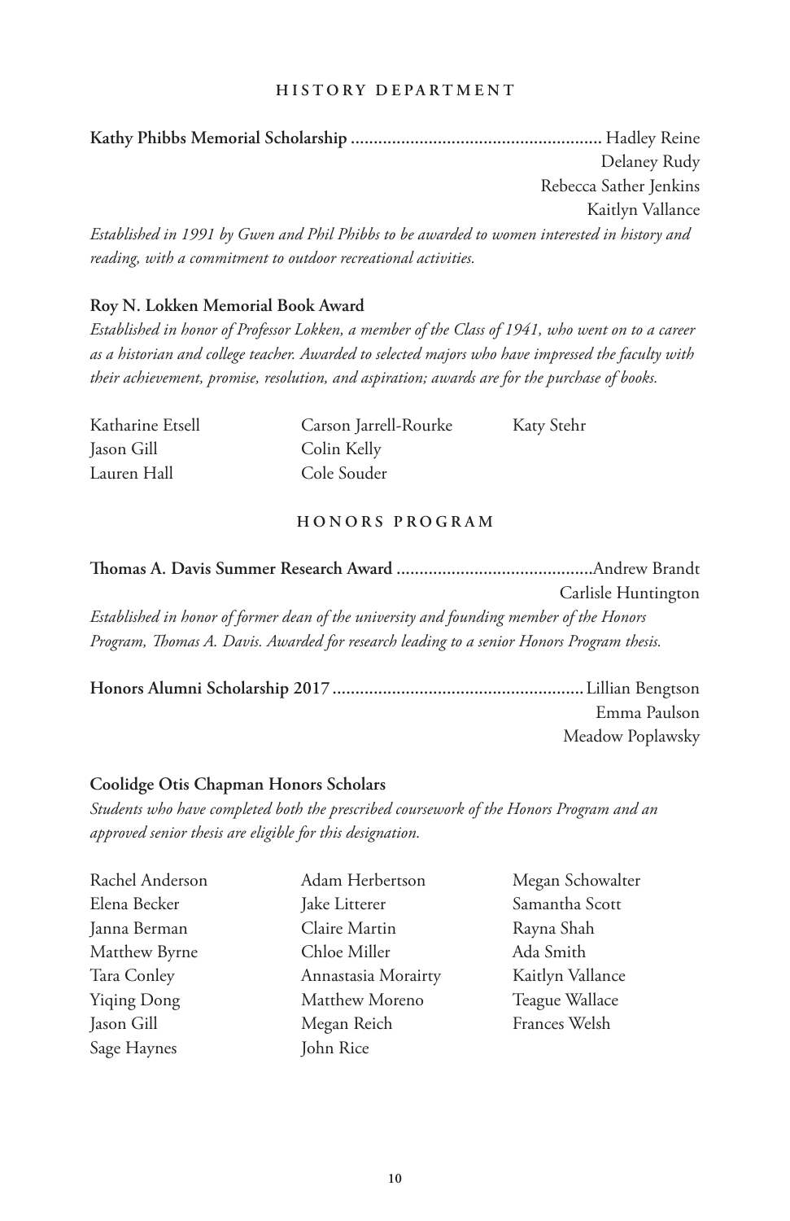## HISTORY DEPARTMENT

**Kathy Phibbs Memorial Scholarship** ....................................................... Hadley Reine
Delaney Rudy
Rebecca Sather Jenkins
Kaitlyn Vallance

*Established in 1991 by Gwen and Phil Phibbs to be awarded to women interested in history and reading, with a commitment to outdoor recreational activities.*

**Roy N. Lokken Memorial Book Award**

*Established in honor of Professor Lokken, a member of the Class of 1941, who went on to a career as a historian and college teacher. Awarded to selected majors who have impressed the faculty with their achievement, promise, resolution, and aspiration; awards are for the purchase of books.*

Katharine Etsell
Jason Gill
Lauren Hall
Carson Jarrell-Rourke
Colin Kelly
Cole Souder
Katy Stehr

## HONORS PROGRAM

**Thomas A. Davis Summer Research Award** ...........................................Andrew Brandt
Carlisle Huntington

*Established in honor of former dean of the university and founding member of the Honors Program, Thomas A. Davis. Awarded for research leading to a senior Honors Program thesis.*

**Honors Alumni Scholarship 2017** ....................................................... Lillian Bengtson
Emma Paulson
Meadow Poplawsky

**Coolidge Otis Chapman Honors Scholars**

*Students who have completed both the prescribed coursework of the Honors Program and an approved senior thesis are eligible for this designation.*

Rachel Anderson
Elena Becker
Janna Berman
Matthew Byrne
Tara Conley
Yiqing Dong
Jason Gill
Sage Haynes
Adam Herbertson
Jake Litterer
Claire Martin
Chloe Miller
Annastasia Morairty
Matthew Moreno
Megan Reich
John Rice
Megan Schowalter
Samantha Scott
Rayna Shah
Ada Smith
Kaitlyn Vallance
Teague Wallace
Frances Welsh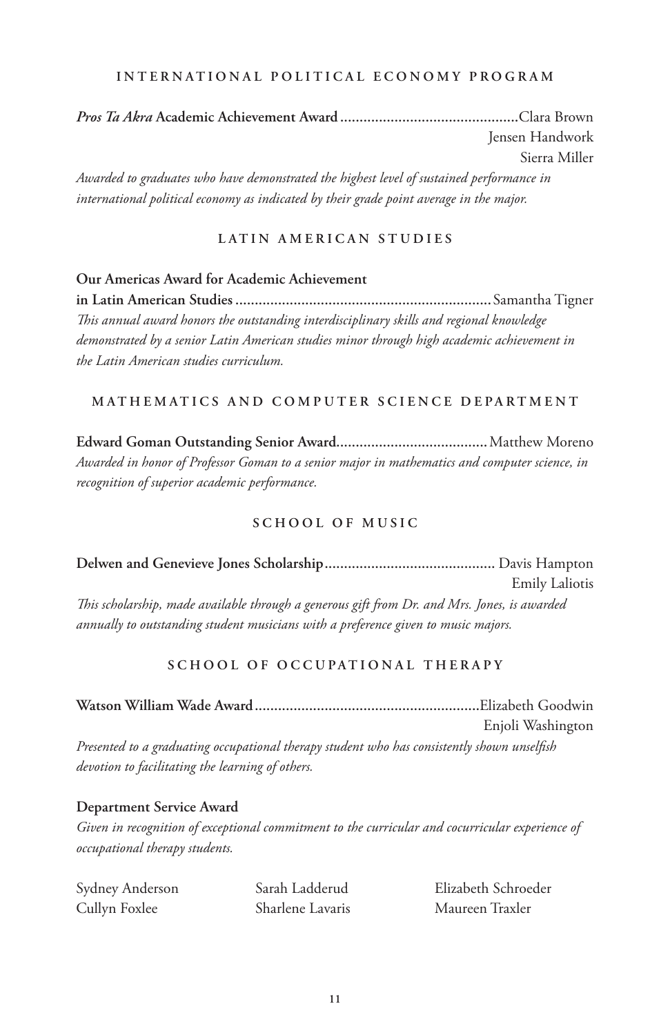## INTERNATIONAL POLITICAL ECONOMY PROGRAM

***Pros Ta Akra* Academic Achievement Award** ............................................. Clara Brown
Jensen Handwork
Sierra Miller

*Awarded to graduates who have demonstrated the highest level of sustained performance in international political economy as indicated by their grade point average in the major.*

## LATIN AMERICAN STUDIES

**Our Americas Award for Academic Achievement in Latin American Studies** ................................................................. Samantha Tigner

*This annual award honors the outstanding interdisciplinary skills and regional knowledge demonstrated by a senior Latin American studies minor through high academic achievement in the Latin American studies curriculum.*

## MATHEMATICS AND COMPUTER SCIENCE DEPARTMENT

**Edward Goman Outstanding Senior Award** ...................................... Matthew Moreno

*Awarded in honor of Professor Goman to a senior major in mathematics and computer science, in recognition of superior academic performance.*

## SCHOOL OF MUSIC

**Delwen and Genevieve Jones Scholarship** ........................................... Davis Hampton
Emily Laliotis

*This scholarship, made available through a generous gift from Dr. and Mrs. Jones, is awarded annually to outstanding student musicians with a preference given to music majors.*

## SCHOOL OF OCCUPATIONAL THERAPY

**Watson William Wade Award** ......................................................... Elizabeth Goodwin
Enjoli Washington

*Presented to a graduating occupational therapy student who has consistently shown unselfish devotion to facilitating the learning of others.*

**Department Service Award**

*Given in recognition of exceptional commitment to the curricular and cocurricular experience of occupational therapy students.*

Sydney Anderson
Cullyn Foxlee
Sarah Ladderud
Sharlene Lavaris
Elizabeth Schroeder
Maureen Traxler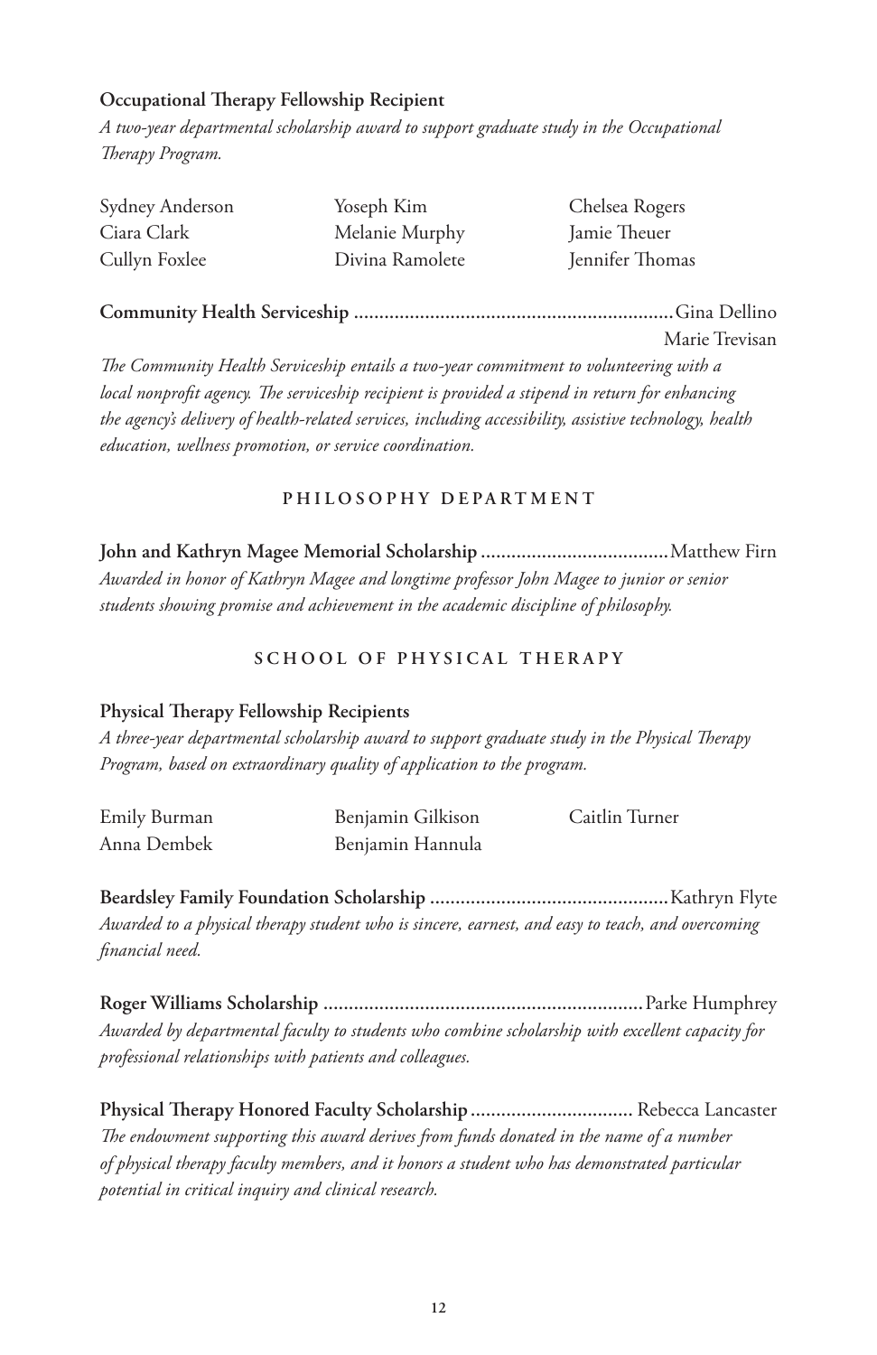**Occupational Therapy Fellowship Recipient**

*A two-year departmental scholarship award to support graduate study in the Occupational Therapy Program.*

Sydney Anderson
Ciara Clark
Cullyn Foxlee
Yoseph Kim
Melanie Murphy
Divina Ramolete
Chelsea Rogers
Jamie Theuer
Jennifer Thomas

**Community Health Serviceship** .............................................................. Gina Dellino
Marie Trevisan

*The Community Health Serviceship entails a two-year commitment to volunteering with a local nonprofit agency. The serviceship recipient is provided a stipend in return for enhancing the agency's delivery of health-related services, including accessibility, assistive technology, health education, wellness promotion, or service coordination.*

## PHILOSOPHY DEPARTMENT

**John and Kathryn Magee Memorial Scholarship** ..................................... Matthew Firn

*Awarded in honor of Kathryn Magee and longtime professor John Magee to junior or senior students showing promise and achievement in the academic discipline of philosophy.*

## SCHOOL OF PHYSICAL THERAPY

**Physical Therapy Fellowship Recipients**

*A three-year departmental scholarship award to support graduate study in the Physical Therapy Program, based on extraordinary quality of application to the program.*

Emily Burman
Anna Dembek
Benjamin Gilkison
Benjamin Hannula
Caitlin Turner

**Beardsley Family Foundation Scholarship** .............................................. Kathryn Flyte

*Awarded to a physical therapy student who is sincere, earnest, and easy to teach, and overcoming financial need.*

**Roger Williams Scholarship** .............................................................. Parke Humphrey

*Awarded by departmental faculty to students who combine scholarship with excellent capacity for professional relationships with patients and colleagues.*

**Physical Therapy Honored Faculty Scholarship** ................................ Rebecca Lancaster

*The endowment supporting this award derives from funds donated in the name of a number of physical therapy faculty members, and it honors a student who has demonstrated particular potential in critical inquiry and clinical research.*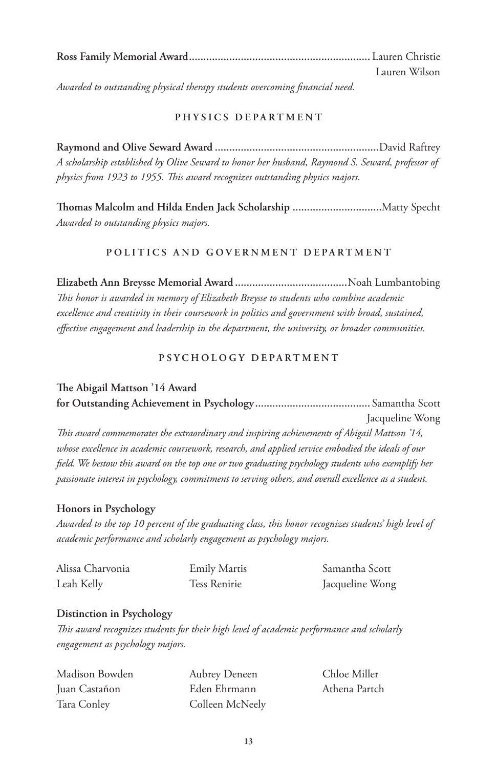**Ross Family Memorial Award**.............................................................. Lauren Christie
Lauren Wilson

*Awarded to outstanding physical therapy students overcoming financial need.*

## PHYSICS DEPARTMENT

**Raymond and Olive Seward Award** .........................................................David Raftrey

*A scholarship established by Olive Seward to honor her husband, Raymond S. Seward, professor of physics from 1923 to 1955. This award recognizes outstanding physics majors.*

**Thomas Malcolm and Hilda Enden Jack Scholarship** ..............................Matty Specht

*Awarded to outstanding physics majors.*

## POLITICS AND GOVERNMENT DEPARTMENT

**Elizabeth Ann Breysse Memorial Award** .......................................Noah Lumbantobing

*This honor is awarded in memory of Elizabeth Breysse to students who combine academic excellence and creativity in their coursework in politics and government with broad, sustained, effective engagement and leadership in the department, the university, or broader communities.*

## PSYCHOLOGY DEPARTMENT

**The Abigail Mattson '14 Award for Outstanding Achievement in Psychology**........................................ Samantha Scott
Jacqueline Wong

*This award commemorates the extraordinary and inspiring achievements of Abigail Mattson '14, whose excellence in academic coursework, research, and applied service embodied the ideals of our field. We bestow this award on the top one or two graduating psychology students who exemplify her passionate interest in psychology, commitment to serving others, and overall excellence as a student.*

**Honors in Psychology**

*Awarded to the top 10 percent of the graduating class, this honor recognizes students' high level of academic performance and scholarly engagement as psychology majors.*

Alissa Charvonia
Leah Kelly
Emily Martis
Tess Renirie
Samantha Scott
Jacqueline Wong

**Distinction in Psychology**

*This award recognizes students for their high level of academic performance and scholarly engagement as psychology majors.*

Madison Bowden
Juan Castañon
Tara Conley
Aubrey Deneen
Eden Ehrmann
Colleen McNeely
Chloe Miller
Athena Partch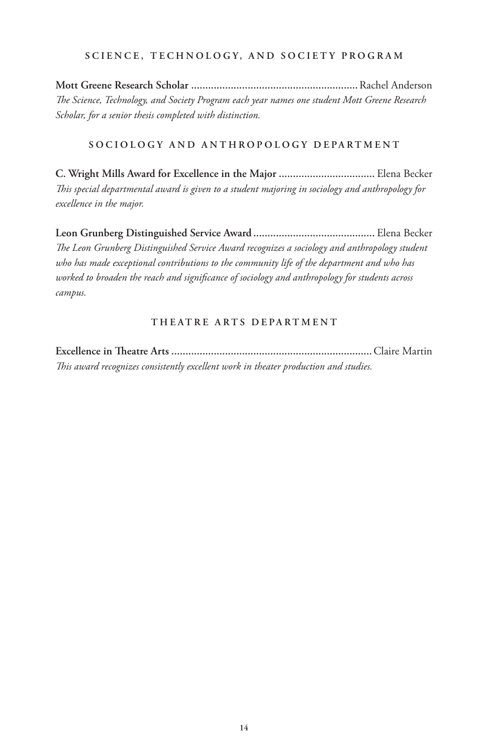## Science, Technology, and Society Program

**Mott Greene Research Scholar** .......................................................... Rachel Anderson
*The Science, Technology, and Society Program each year names one student Mott Greene Research Scholar, for a senior thesis completed with distinction.*

## Sociology and Anthropology Department

**C. Wright Mills Award for Excellence in the Major** .................................. Elena Becker
*This special departmental award is given to a student majoring in sociology and anthropology for excellence in the major.*

**Leon Grunberg Distinguished Service Award** .......................................... Elena Becker
*The Leon Grunberg Distinguished Service Award recognizes a sociology and anthropology student who has made exceptional contributions to the community life of the department and who has worked to broaden the reach and significance of sociology and anthropology for students across campus.*

## Theatre Arts Department

**Excellence in Theatre Arts** ...................................................................... Claire Martin
*This award recognizes consistently excellent work in theater production and studies.*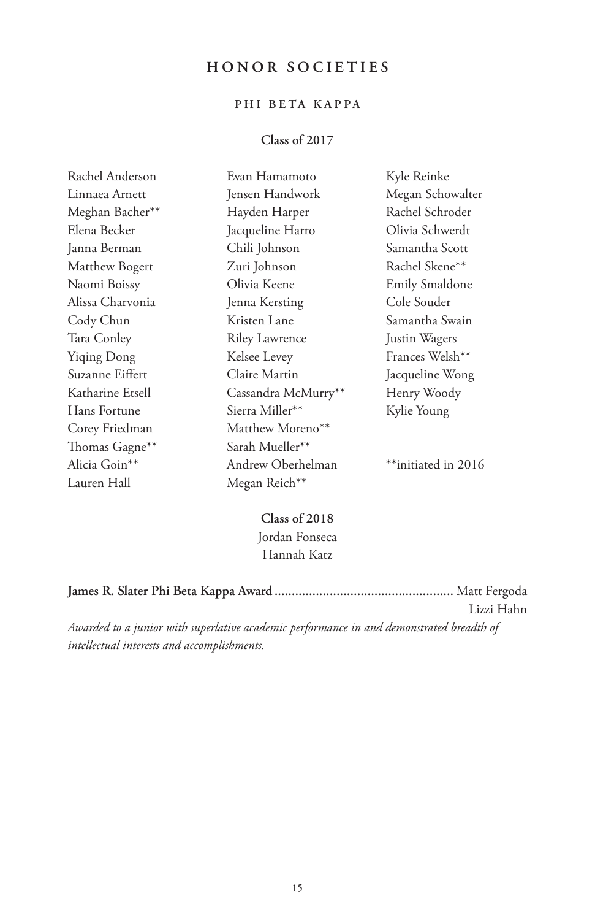# HONOR SOCIETIES

## PHI BETA KAPPA

### Class of 2017

Rachel Anderson
Linnaea Arnett
Meghan Bacher**
Elena Becker
Janna Berman
Matthew Bogert
Naomi Boissy
Alissa Charvonia
Cody Chun
Tara Conley
Yiqing Dong
Suzanne Eiffert
Katharine Etsell
Hans Fortune
Corey Friedman
Thomas Gagne**
Alicia Goin**
Lauren Hall
Evan Hamamoto
Jensen Handwork
Hayden Harper
Jacqueline Harro
Chili Johnson
Zuri Johnson
Olivia Keene
Jenna Kersting
Kristen Lane
Riley Lawrence
Kelsee Levey
Claire Martin
Cassandra McMurry**
Sierra Miller**
Matthew Moreno**
Sarah Mueller**
Andrew Oberhelman
Megan Reich**
Kyle Reinke
Megan Schowalter
Rachel Schroder
Olivia Schwerdt
Samantha Scott
Rachel Skene**
Emily Smaldone
Cole Souder
Samantha Swain
Justin Wagers
Frances Welsh**
Jacqueline Wong
Henry Woody
Kylie Young

**initiated in 2016

### Class of 2018

Jordan Fonseca
Hannah Katz

**James R. Slater Phi Beta Kappa Award** .................................................... Matt Fergoda
Lizzi Hahn

*Awarded to a junior with superlative academic performance in and demonstrated breadth of intellectual interests and accomplishments.*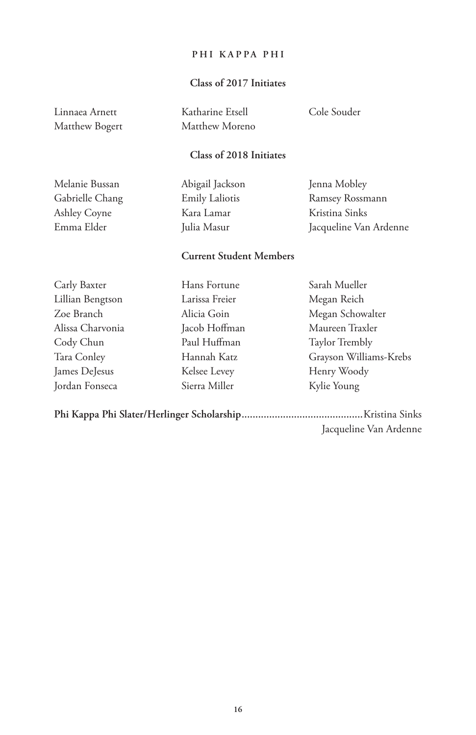## PHI KAPPA PHI

### Class of 2017 Initiates

Linnaea Arnett
Matthew Bogert
Katharine Etsell
Matthew Moreno
Cole Souder

### Class of 2018 Initiates

Melanie Bussan
Gabrielle Chang
Ashley Coyne
Emma Elder
Abigail Jackson
Emily Laliotis
Kara Lamar
Julia Masur
Jenna Mobley
Ramsey Rossmann
Kristina Sinks
Jacqueline Van Ardenne

### Current Student Members

Carly Baxter
Lillian Bengtson
Zoe Branch
Alissa Charvonia
Cody Chun
Tara Conley
James DeJesus
Jordan Fonseca
Hans Fortune
Larissa Freier
Alicia Goin
Jacob Hoffman
Paul Huffman
Hannah Katz
Kelsee Levey
Sierra Miller
Sarah Mueller
Megan Reich
Megan Schowalter
Maureen Traxler
Taylor Trembly
Grayson Williams-Krebs
Henry Woody
Kylie Young

**Phi Kappa Phi Slater/Herlinger Scholarship**............................................Kristina Sinks
Jacqueline Van Ardenne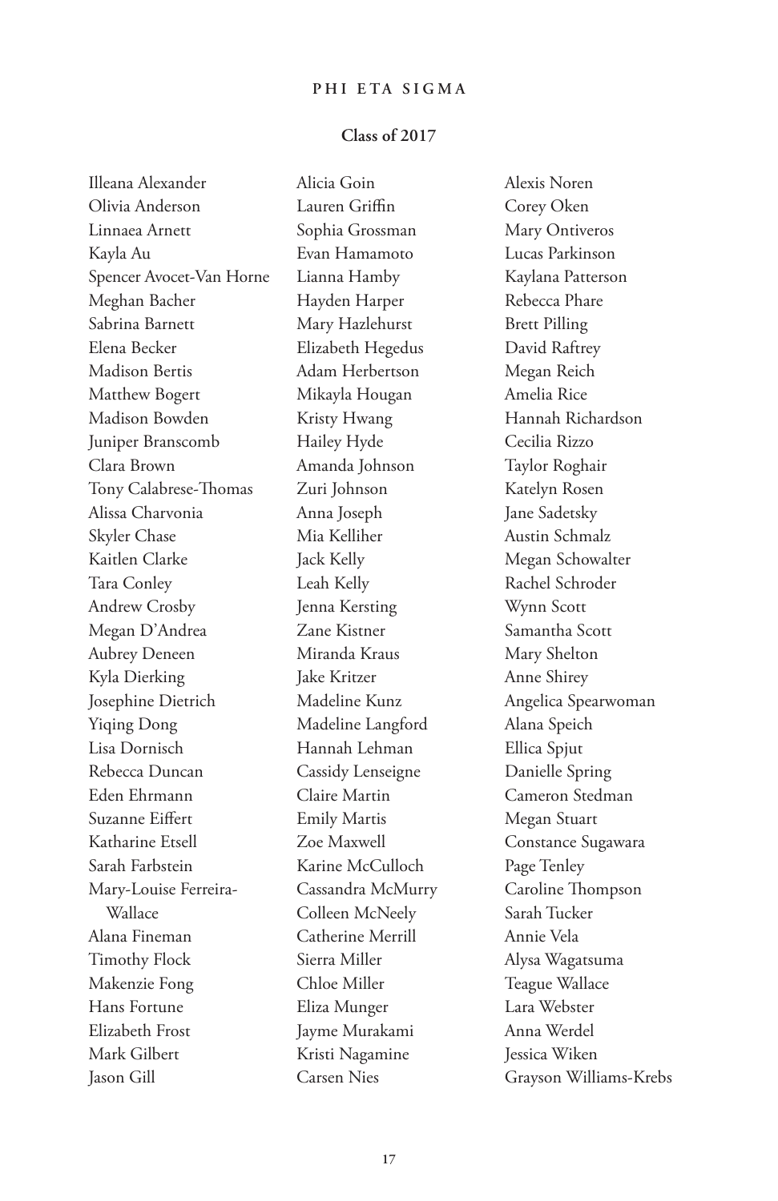## PHI ETA SIGMA

### Class of 2017

Illeana Alexander
Olivia Anderson
Linnaea Arnett
Kayla Au
Spencer Avocet-Van Horne
Meghan Bacher
Sabrina Barnett
Elena Becker
Madison Bertis
Matthew Bogert
Madison Bowden
Juniper Branscomb
Clara Brown
Tony Calabrese-Thomas
Alissa Charvonia
Skyler Chase
Kaitlen Clarke
Tara Conley
Andrew Crosby
Megan D'Andrea
Aubrey Deneen
Kyla Dierking
Josephine Dietrich
Yiqing Dong
Lisa Dornisch
Rebecca Duncan
Eden Ehrmann
Suzanne Eiffert
Katharine Etsell
Sarah Farbstein
Mary-Louise Ferreira-Wallace
Alana Fineman
Timothy Flock
Makenzie Fong
Hans Fortune
Elizabeth Frost
Mark Gilbert
Jason Gill
Alicia Goin
Lauren Griffin
Sophia Grossman
Evan Hamamoto
Lianna Hamby
Hayden Harper
Mary Hazlehurst
Elizabeth Hegedus
Adam Herbertson
Mikayla Hougan
Kristy Hwang
Hailey Hyde
Amanda Johnson
Zuri Johnson
Anna Joseph
Mia Kelliher
Jack Kelly
Leah Kelly
Jenna Kersting
Zane Kistner
Miranda Kraus
Jake Kritzer
Madeline Kunz
Madeline Langford
Hannah Lehman
Cassidy Lenseigne
Claire Martin
Emily Martis
Zoe Maxwell
Karine McCulloch
Cassandra McMurry
Colleen McNeely
Catherine Merrill
Sierra Miller
Chloe Miller
Eliza Munger
Jayme Murakami
Kristi Nagamine
Carsen Nies
Alexis Noren
Corey Oken
Mary Ontiveros
Lucas Parkinson
Kaylana Patterson
Rebecca Phare
Brett Pilling
David Raftrey
Megan Reich
Amelia Rice
Hannah Richardson
Cecilia Rizzo
Taylor Roghair
Katelyn Rosen
Jane Sadetsky
Austin Schmalz
Megan Schowalter
Rachel Schroder
Wynn Scott
Samantha Scott
Mary Shelton
Anne Shirey
Angelica Spearwoman
Alana Speich
Ellica Spjut
Danielle Spring
Cameron Stedman
Megan Stuart
Constance Sugawara
Page Tenley
Caroline Thompson
Sarah Tucker
Annie Vela
Alysa Wagatsuma
Teague Wallace
Lara Webster
Anna Werdel
Jessica Wiken
Grayson Williams-Krebs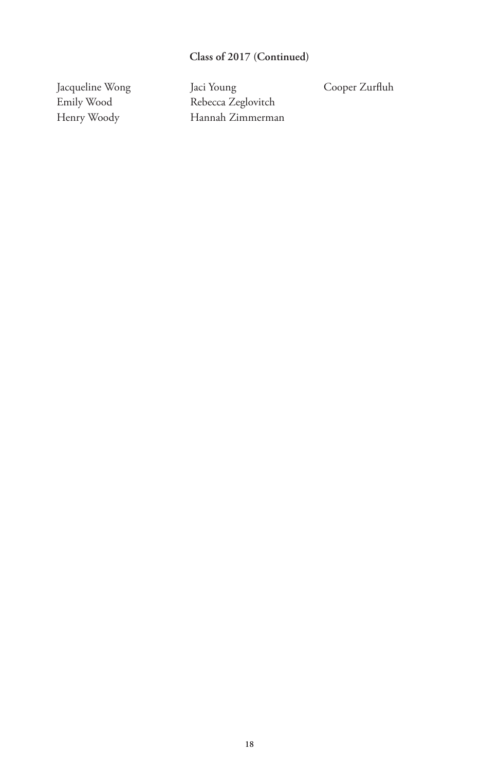**Class of 2017 (Continued)**

Jacqueline Wong
Emily Wood
Henry Woody
Jaci Young
Rebecca Zeglovitch
Hannah Zimmerman
Cooper Zurfluh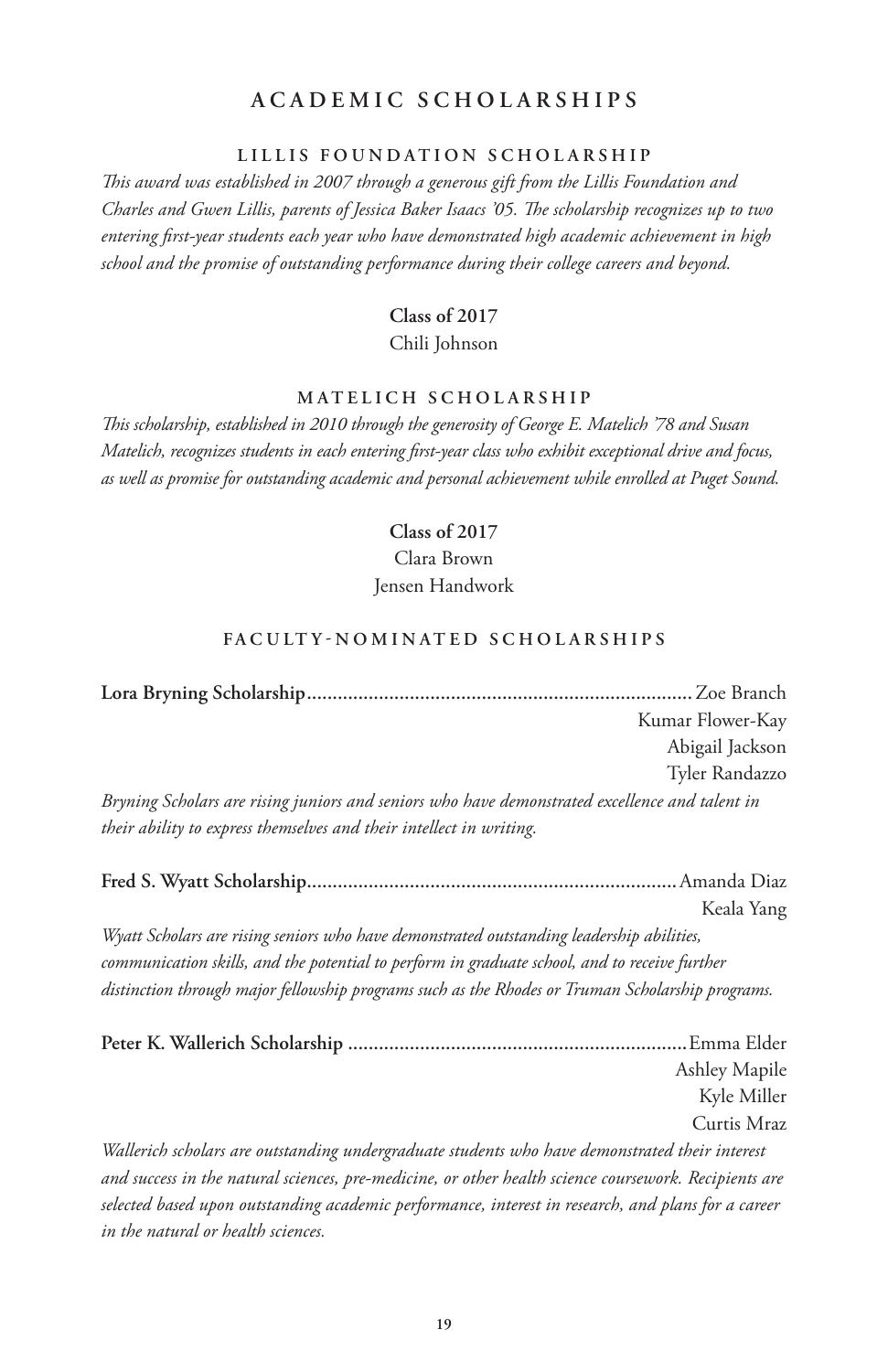# ACADEMIC SCHOLARSHIPS

## LILLIS FOUNDATION SCHOLARSHIP

*This award was established in 2007 through a generous gift from the Lillis Foundation and Charles and Gwen Lillis, parents of Jessica Baker Isaacs '05. The scholarship recognizes up to two entering first-year students each year who have demonstrated high academic achievement in high school and the promise of outstanding performance during their college careers and beyond.*

**Class of 2017**

Chili Johnson

## MATELICH SCHOLARSHIP

*This scholarship, established in 2010 through the generosity of George E. Matelich '78 and Susan Matelich, recognizes students in each entering first-year class who exhibit exceptional drive and focus, as well as promise for outstanding academic and personal achievement while enrolled at Puget Sound.*

**Class of 2017**

Clara Brown
Jensen Handwork

## FACULTY-NOMINATED SCHOLARSHIPS

**Lora Bryning Scholarship**.......... Zoe Branch
Kumar Flower-Kay
Abigail Jackson
Tyler Randazzo

*Bryning Scholars are rising juniors and seniors who have demonstrated excellence and talent in their ability to express themselves and their intellect in writing.*

**Fred S. Wyatt Scholarship**.......... Amanda Diaz
Keala Yang

*Wyatt Scholars are rising seniors who have demonstrated outstanding leadership abilities, communication skills, and the potential to perform in graduate school, and to receive further distinction through major fellowship programs such as the Rhodes or Truman Scholarship programs.*

**Peter K. Wallerich Scholarship** .......... Emma Elder
Ashley Mapile
Kyle Miller
Curtis Mraz

*Wallerich scholars are outstanding undergraduate students who have demonstrated their interest and success in the natural sciences, pre-medicine, or other health science coursework. Recipients are selected based upon outstanding academic performance, interest in research, and plans for a career in the natural or health sciences.*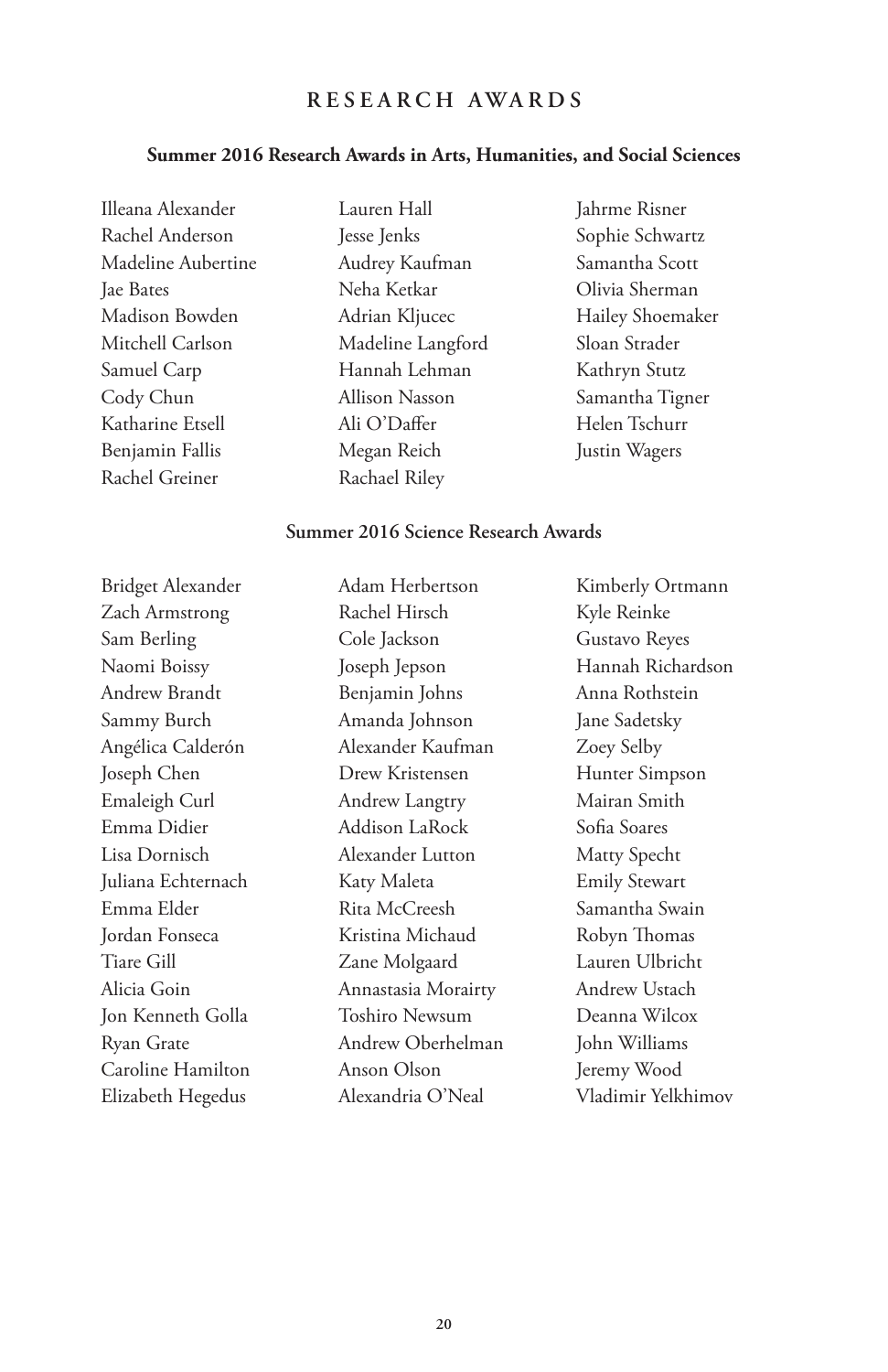# RESEARCH AWARDS

## Summer 2016 Research Awards in Arts, Humanities, and Social Sciences

Illeana Alexander
Rachel Anderson
Madeline Aubertine
Jae Bates
Madison Bowden
Mitchell Carlson
Samuel Carp
Cody Chun
Katharine Etsell
Benjamin Fallis
Rachel Greiner
Lauren Hall
Jesse Jenks
Audrey Kaufman
Neha Ketkar
Adrian Kljucec
Madeline Langford
Hannah Lehman
Allison Nasson
Ali O'Daffer
Megan Reich
Rachael Riley
Jahrme Risner
Sophie Schwartz
Samantha Scott
Olivia Sherman
Hailey Shoemaker
Sloan Strader
Kathryn Stutz
Samantha Tigner
Helen Tschurr
Justin Wagers

## Summer 2016 Science Research Awards

Bridget Alexander
Zach Armstrong
Sam Berling
Naomi Boissy
Andrew Brandt
Sammy Burch
Angélica Calderón
Joseph Chen
Emaleigh Curl
Emma Didier
Lisa Dornisch
Juliana Echternach
Emma Elder
Jordan Fonseca
Tiare Gill
Alicia Goin
Jon Kenneth Golla
Ryan Grate
Caroline Hamilton
Elizabeth Hegedus
Adam Herbertson
Rachel Hirsch
Cole Jackson
Joseph Jepson
Benjamin Johns
Amanda Johnson
Alexander Kaufman
Drew Kristensen
Andrew Langtry
Addison LaRock
Alexander Lutton
Katy Maleta
Rita McCreesh
Kristina Michaud
Zane Molgaard
Annastasia Morairty
Toshiro Newsum
Andrew Oberhelman
Anson Olson
Alexandria O'Neal
Kimberly Ortmann
Kyle Reinke
Gustavo Reyes
Hannah Richardson
Anna Rothstein
Jane Sadetsky
Zoey Selby
Hunter Simpson
Mairan Smith
Sofia Soares
Matty Specht
Emily Stewart
Samantha Swain
Robyn Thomas
Lauren Ulbricht
Andrew Ustach
Deanna Wilcox
John Williams
Jeremy Wood
Vladimir Yelkhimov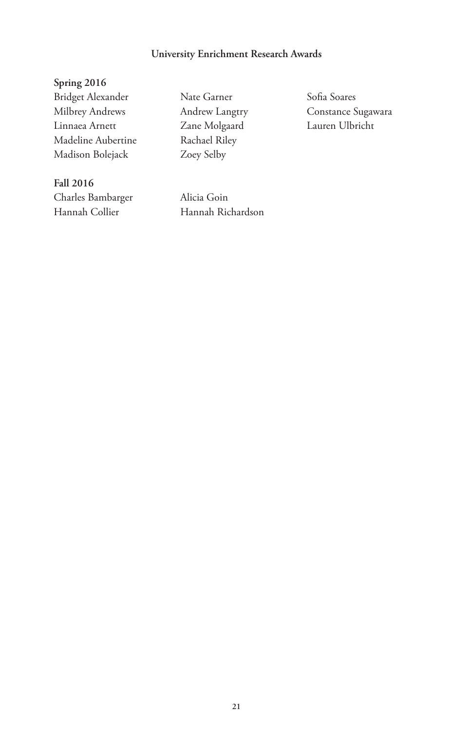## University Enrichment Research Awards

**Spring 2016**

Bridget Alexander
Milbrey Andrews
Linnaea Arnett
Madeline Aubertine
Madison Bolejack
Nate Garner
Andrew Langtry
Zane Molgaard
Rachael Riley
Zoey Selby
Sofia Soares
Constance Sugawara
Lauren Ulbricht

**Fall 2016**

Charles Bambarger
Hannah Collier
Alicia Goin
Hannah Richardson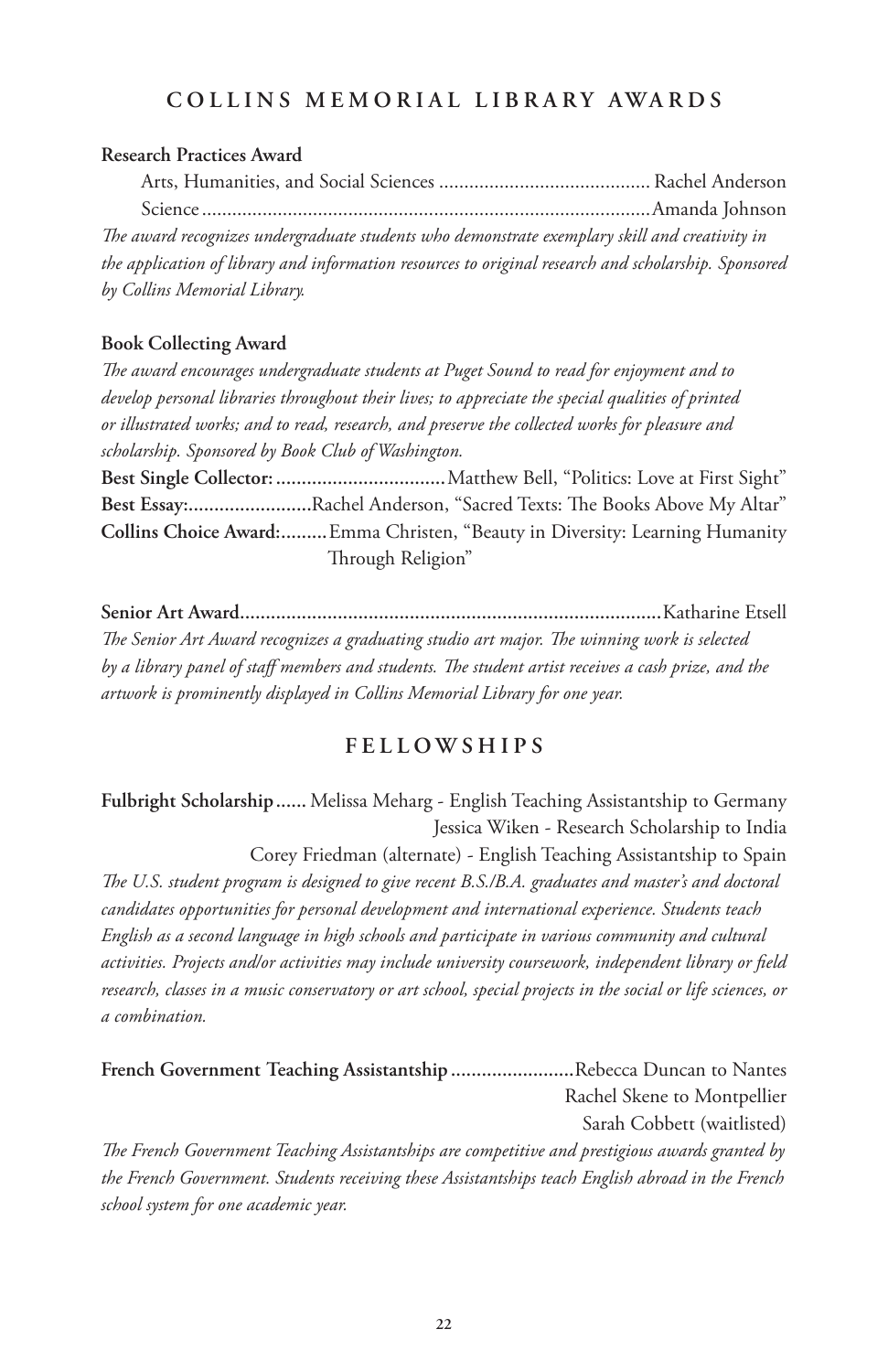## COLLINS MEMORIAL LIBRARY AWARDS

**Research Practices Award**

Arts, Humanities, and Social Sciences .......................................... Rachel Anderson
Science ........................................................................................Amanda Johnson

*The award recognizes undergraduate students who demonstrate exemplary skill and creativity in the application of library and information resources to original research and scholarship. Sponsored by Collins Memorial Library.*

**Book Collecting Award**

*The award encourages undergraduate students at Puget Sound to read for enjoyment and to develop personal libraries throughout their lives; to appreciate the special qualities of printed or illustrated works; and to read, research, and preserve the collected works for pleasure and scholarship. Sponsored by Book Club of Washington.*

**Best Single Collector:** .................................Matthew Bell, "Politics: Love at First Sight"
**Best Essay:**........................Rachel Anderson, "Sacred Texts: The Books Above My Altar"
**Collins Choice Award:**.........Emma Christen, "Beauty in Diversity: Learning Humanity Through Religion"

**Senior Art Award**.................................................................................Katharine Etsell

*The Senior Art Award recognizes a graduating studio art major. The winning work is selected by a library panel of staff members and students. The student artist receives a cash prize, and the artwork is prominently displayed in Collins Memorial Library for one year.*

## FELLOWSHIPS

**Fulbright Scholarship**...... Melissa Meharg - English Teaching Assistantship to Germany
Jessica Wiken - Research Scholarship to India
Corey Friedman (alternate) - English Teaching Assistantship to Spain

*The U.S. student program is designed to give recent B.S./B.A. graduates and master's and doctoral candidates opportunities for personal development and international experience. Students teach English as a second language in high schools and participate in various community and cultural activities. Projects and/or activities may include university coursework, independent library or field research, classes in a music conservatory or art school, special projects in the social or life sciences, or a combination.*

**French Government Teaching Assistantship** ........................Rebecca Duncan to Nantes
Rachel Skene to Montpellier
Sarah Cobbett (waitlisted)

*The French Government Teaching Assistantships are competitive and prestigious awards granted by the French Government. Students receiving these Assistantships teach English abroad in the French school system for one academic year.*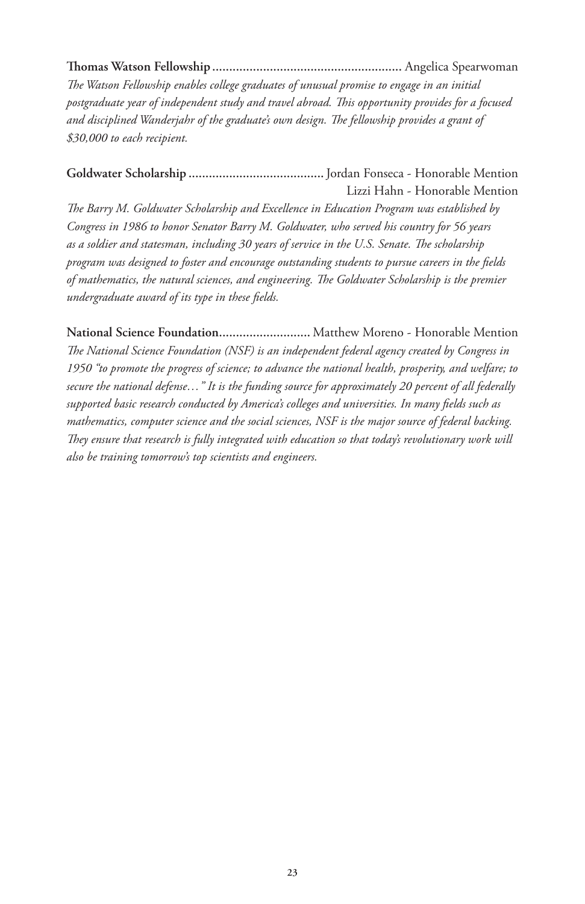**Thomas Watson Fellowship** ........................................................ Angelica Spearwoman

*The Watson Fellowship enables college graduates of unusual promise to engage in an initial postgraduate year of independent study and travel abroad. This opportunity provides for a focused and disciplined Wanderjahr of the graduate's own design. The fellowship provides a grant of $30,000 to each recipient.*

**Goldwater Scholarship** ........................................ Jordan Fonseca - Honorable Mention
Lizzi Hahn - Honorable Mention

*The Barry M. Goldwater Scholarship and Excellence in Education Program was established by Congress in 1986 to honor Senator Barry M. Goldwater, who served his country for 56 years as a soldier and statesman, including 30 years of service in the U.S. Senate. The scholarship program was designed to foster and encourage outstanding students to pursue careers in the fields of mathematics, the natural sciences, and engineering. The Goldwater Scholarship is the premier undergraduate award of its type in these fields.*

**National Science Foundation**........................... Matthew Moreno - Honorable Mention

*The National Science Foundation (NSF) is an independent federal agency created by Congress in 1950 "to promote the progress of science; to advance the national health, prosperity, and welfare; to secure the national defense…" It is the funding source for approximately 20 percent of all federally supported basic research conducted by America's colleges and universities. In many fields such as mathematics, computer science and the social sciences, NSF is the major source of federal backing. They ensure that research is fully integrated with education so that today's revolutionary work will also be training tomorrow's top scientists and engineers.*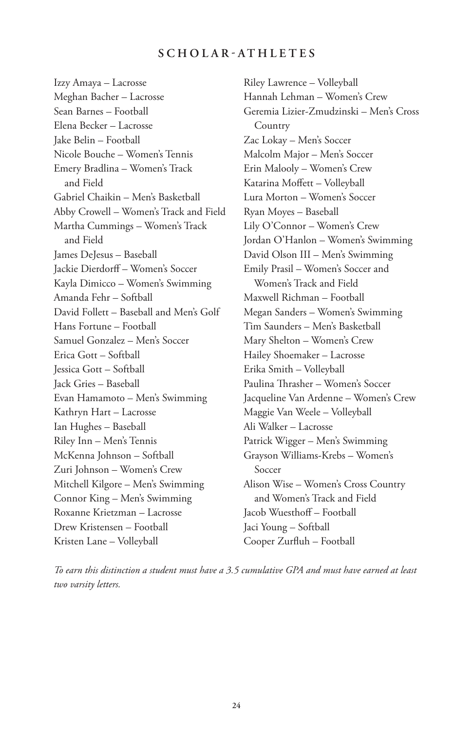## SCHOLAR-ATHLETES

Izzy Amaya – Lacrosse
Meghan Bacher – Lacrosse
Sean Barnes – Football
Elena Becker – Lacrosse
Jake Belin – Football
Nicole Bouche – Women's Tennis
Emery Bradlina – Women's Track and Field
Gabriel Chaikin – Men's Basketball
Abby Crowell – Women's Track and Field
Martha Cummings – Women's Track and Field
James DeJesus – Baseball
Jackie Dierdorff – Women's Soccer
Kayla Dimicco – Women's Swimming
Amanda Fehr – Softball
David Follett – Baseball and Men's Golf
Hans Fortune – Football
Samuel Gonzalez – Men's Soccer
Erica Gott – Softball
Jessica Gott – Softball
Jack Gries – Baseball
Evan Hamamoto – Men's Swimming
Kathryn Hart – Lacrosse
Ian Hughes – Baseball
Riley Inn – Men's Tennis
McKenna Johnson – Softball
Zuri Johnson – Women's Crew
Mitchell Kilgore – Men's Swimming
Connor King – Men's Swimming
Roxanne Krietzman – Lacrosse
Drew Kristensen – Football
Kristen Lane – Volleyball
Riley Lawrence – Volleyball
Hannah Lehman – Women's Crew
Geremia Lizier-Zmudzinski – Men's Cross Country
Zac Lokay – Men's Soccer
Malcolm Major – Men's Soccer
Erin Malooly – Women's Crew
Katarina Moffett – Volleyball
Lura Morton – Women's Soccer
Ryan Moyes – Baseball
Lily O'Connor – Women's Crew
Jordan O'Hanlon – Women's Swimming
David Olson III – Men's Swimming
Emily Prasil – Women's Soccer and Women's Track and Field
Maxwell Richman – Football
Megan Sanders – Women's Swimming
Tim Saunders – Men's Basketball
Mary Shelton – Women's Crew
Hailey Shoemaker – Lacrosse
Erika Smith – Volleyball
Paulina Thrasher – Women's Soccer
Jacqueline Van Ardenne – Women's Crew
Maggie Van Weele – Volleyball
Ali Walker – Lacrosse
Patrick Wigger – Men's Swimming
Grayson Williams-Krebs – Women's Soccer
Alison Wise – Women's Cross Country and Women's Track and Field
Jacob Wuesthoff – Football
Jaci Young – Softball
Cooper Zurfluh – Football

*To earn this distinction a student must have a 3.5 cumulative GPA and must have earned at least two varsity letters.*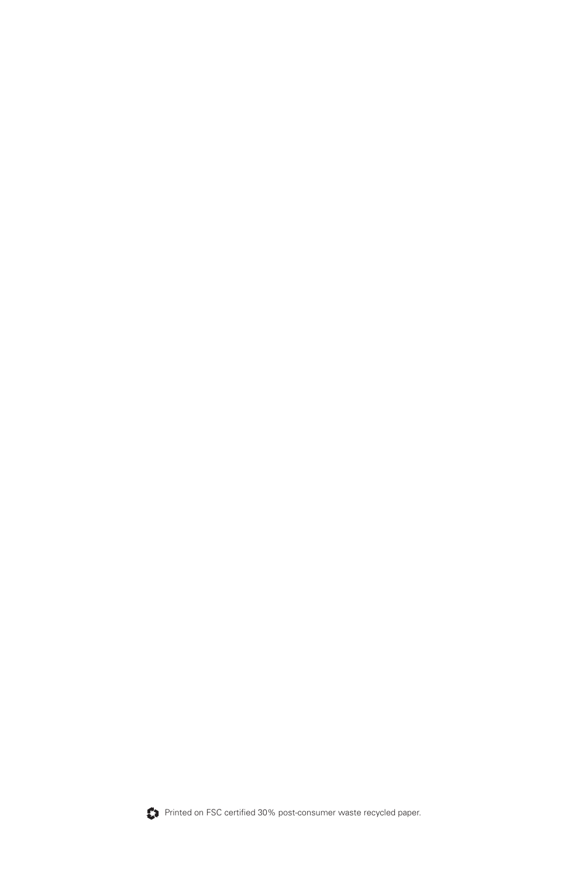Printed on FSC certified 30% post-consumer waste recycled paper.